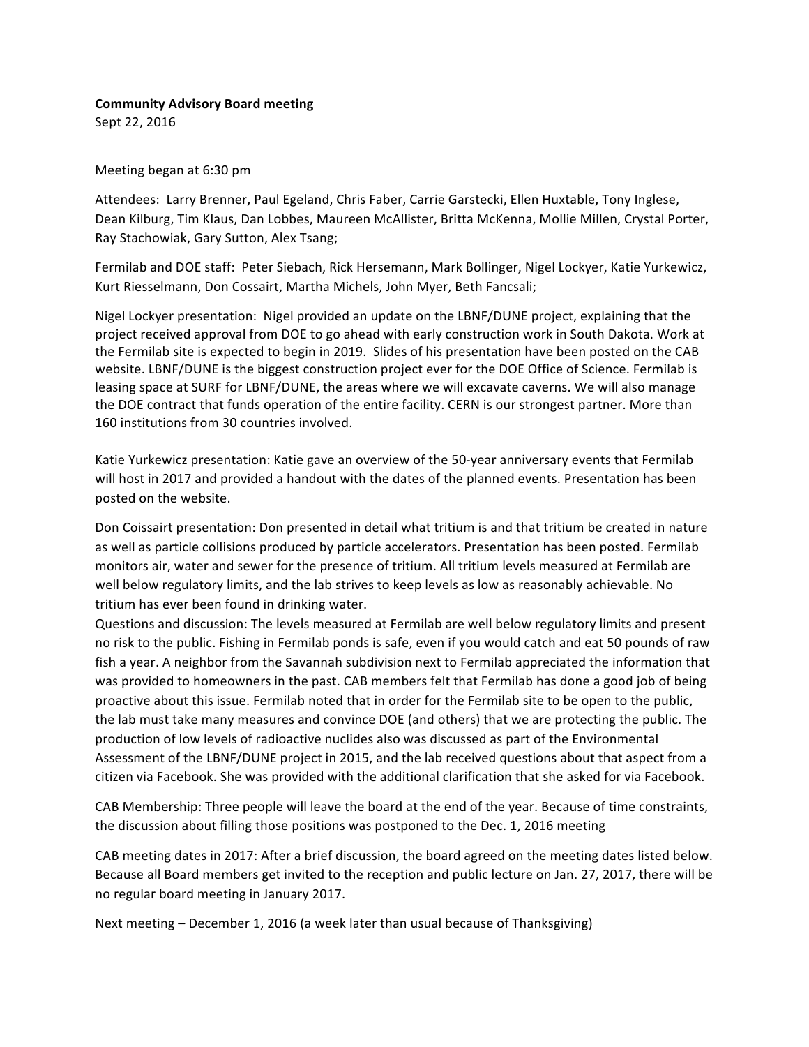**Community Advisory Board meeting**
Sept 22, 2016

Meeting began at 6:30 pm

Attendees: Larry Brenner, Paul Egeland, Chris Faber, Carrie Garstecki, Ellen Huxtable, Tony Inglese, Dean Kilburg, Tim Klaus, Dan Lobbes, Maureen McAllister, Britta McKenna, Mollie Millen, Crystal Porter, Ray Stachowiak, Gary Sutton, Alex Tsang;

Fermilab and DOE staff: Peter Siebach, Rick Hersemann, Mark Bollinger, Nigel Lockyer, Katie Yurkewicz, Kurt Riesselmann, Don Cossairt, Martha Michels, John Myer, Beth Fancsali;

Nigel Lockyer presentation: Nigel provided an update on the LBNF/DUNE project, explaining that the project received approval from DOE to go ahead with early construction work in South Dakota. Work at the Fermilab site is expected to begin in 2019. Slides of his presentation have been posted on the CAB website. LBNF/DUNE is the biggest construction project ever for the DOE Office of Science. Fermilab is leasing space at SURF for LBNF/DUNE, the areas where we will excavate caverns. We will also manage the DOE contract that funds operation of the entire facility. CERN is our strongest partner. More than 160 institutions from 30 countries involved.

Katie Yurkewicz presentation: Katie gave an overview of the 50-year anniversary events that Fermilab will host in 2017 and provided a handout with the dates of the planned events. Presentation has been posted on the website.

Don Coissairt presentation: Don presented in detail what tritium is and that tritium be created in nature as well as particle collisions produced by particle accelerators. Presentation has been posted. Fermilab monitors air, water and sewer for the presence of tritium. All tritium levels measured at Fermilab are well below regulatory limits, and the lab strives to keep levels as low as reasonably achievable. No tritium has ever been found in drinking water.
Questions and discussion: The levels measured at Fermilab are well below regulatory limits and present no risk to the public. Fishing in Fermilab ponds is safe, even if you would catch and eat 50 pounds of raw fish a year. A neighbor from the Savannah subdivision next to Fermilab appreciated the information that was provided to homeowners in the past. CAB members felt that Fermilab has done a good job of being proactive about this issue. Fermilab noted that in order for the Fermilab site to be open to the public, the lab must take many measures and convince DOE (and others) that we are protecting the public. The production of low levels of radioactive nuclides also was discussed as part of the Environmental Assessment of the LBNF/DUNE project in 2015, and the lab received questions about that aspect from a citizen via Facebook. She was provided with the additional clarification that she asked for via Facebook.

CAB Membership: Three people will leave the board at the end of the year. Because of time constraints, the discussion about filling those positions was postponed to the Dec. 1, 2016 meeting

CAB meeting dates in 2017: After a brief discussion, the board agreed on the meeting dates listed below. Because all Board members get invited to the reception and public lecture on Jan. 27, 2017, there will be no regular board meeting in January 2017.

Next meeting – December 1, 2016 (a week later than usual because of Thanksgiving)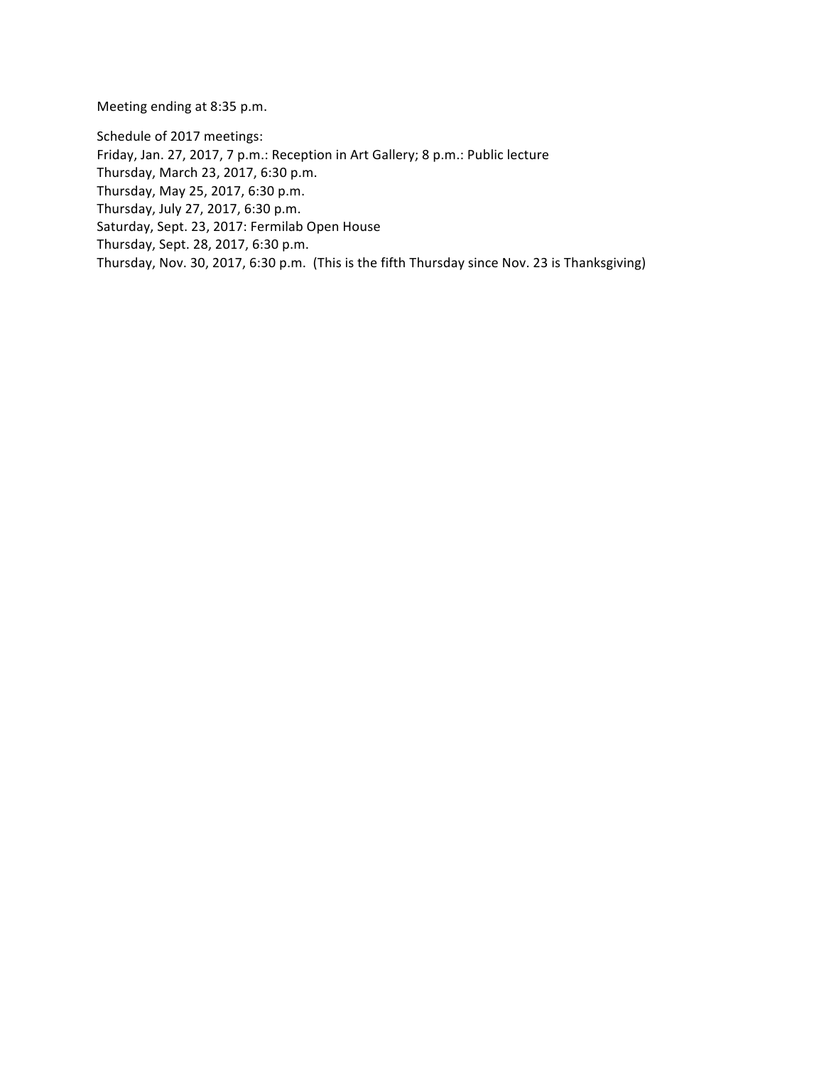Meeting ending at 8:35 p.m.

Schedule of 2017 meetings:
Friday, Jan. 27, 2017, 7 p.m.: Reception in Art Gallery; 8 p.m.: Public lecture
Thursday, March 23, 2017, 6:30 p.m.
Thursday, May 25, 2017, 6:30 p.m.
Thursday, July 27, 2017, 6:30 p.m.
Saturday, Sept. 23, 2017: Fermilab Open House
Thursday, Sept. 28, 2017, 6:30 p.m.
Thursday, Nov. 30, 2017, 6:30 p.m. (This is the fifth Thursday since Nov. 23 is Thanksgiving)